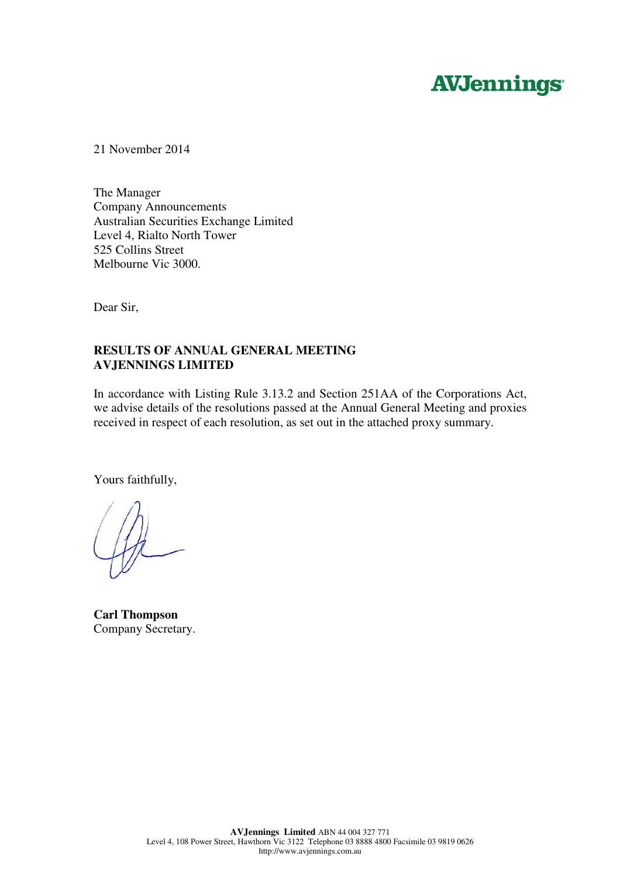**AVJennings**

21 November 2014

The Manager
Company Announcements
Australian Securities Exchange Limited
Level 4, Rialto North Tower
525 Collins Street
Melbourne Vic 3000.

Dear Sir,

**RESULTS OF ANNUAL GENERAL MEETING**
**AVJENNINGS LIMITED**

In accordance with Listing Rule 3.13.2 and Section 251AA of the Corporations Act, we advise details of the resolutions passed at the Annual General Meeting and proxies received in respect of each resolution, as set out in the attached proxy summary.

Yours faithfully,

**Carl Thompson**
Company Secretary.

**AVJennings Limited** ABN 44 004 327 771
Level 4, 108 Power Street, Hawthorn Vic 3122 Telephone 03 8888 4800 Facsimile 03 9819 0626
http://www.avjennings.com.au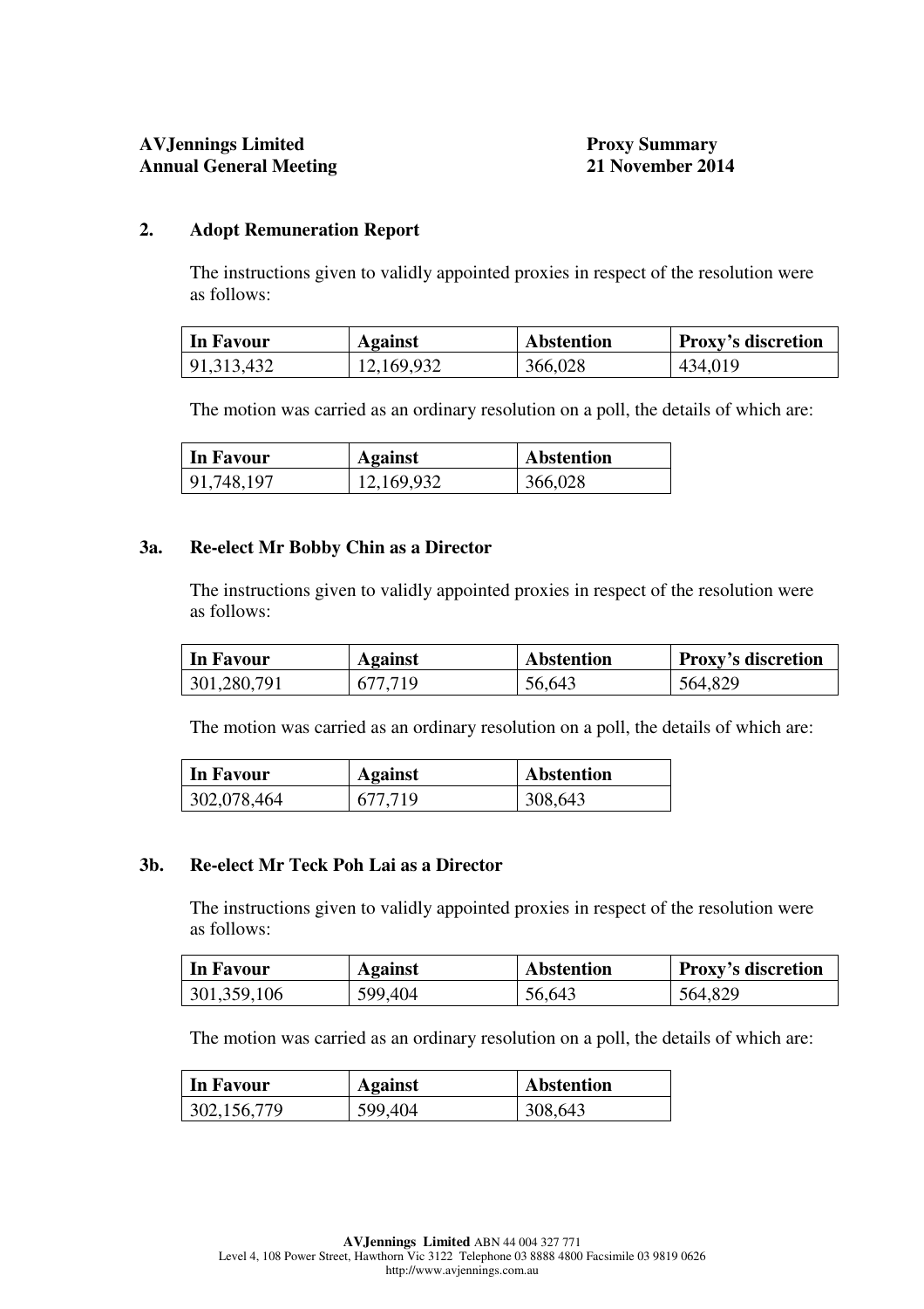**AVJennings Limited**
**Annual General Meeting**

**Proxy Summary**
**21 November 2014**

## 2. Adopt Remuneration Report

The instructions given to validly appointed proxies in respect of the resolution were as follows:

| In Favour | Against | Abstention | Proxy's discretion |
|---|---|---|---|
| 91,313,432 | 12,169,932 | 366,028 | 434,019 |

The motion was carried as an ordinary resolution on a poll, the details of which are:

| In Favour | Against | Abstention |
|---|---|---|
| 91,748,197 | 12,169,932 | 366,028 |

## 3a. Re-elect Mr Bobby Chin as a Director

The instructions given to validly appointed proxies in respect of the resolution were as follows:

| In Favour | Against | Abstention | Proxy's discretion |
|---|---|---|---|
| 301,280,791 | 677,719 | 56,643 | 564,829 |

The motion was carried as an ordinary resolution on a poll, the details of which are:

| In Favour | Against | Abstention |
|---|---|---|
| 302,078,464 | 677,719 | 308,643 |

## 3b. Re-elect Mr Teck Poh Lai as a Director

The instructions given to validly appointed proxies in respect of the resolution were as follows:

| In Favour | Against | Abstention | Proxy's discretion |
|---|---|---|---|
| 301,359,106 | 599,404 | 56,643 | 564,829 |

The motion was carried as an ordinary resolution on a poll, the details of which are:

| In Favour | Against | Abstention |
|---|---|---|
| 302,156,779 | 599,404 | 308,643 |

**AVJennings Limited** ABN 44 004 327 771
Level 4, 108 Power Street, Hawthorn Vic 3122 Telephone 03 8888 4800 Facsimile 03 9819 0626
http://www.avjennings.com.au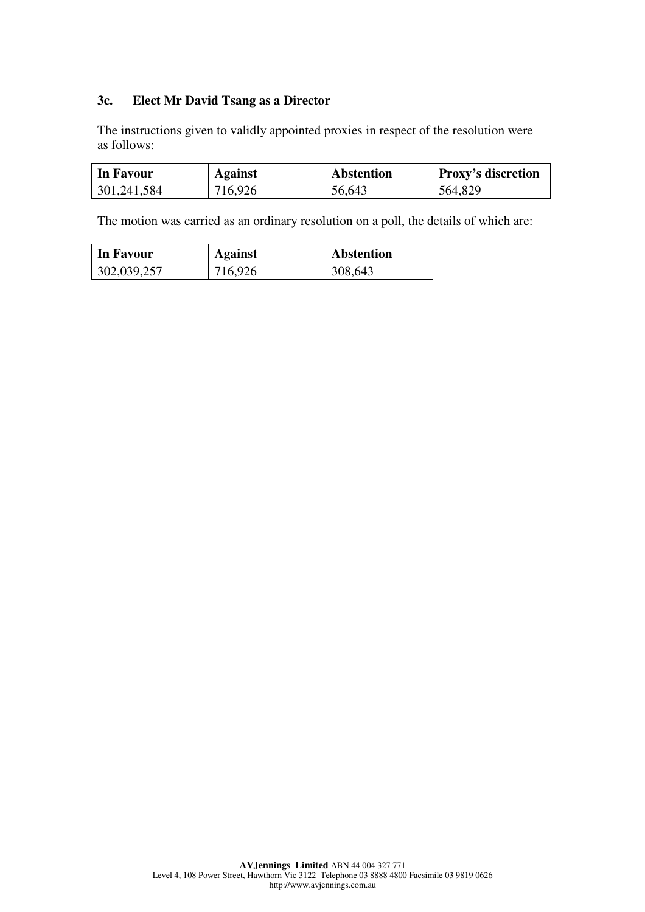### 3c. Elect Mr David Tsang as a Director

The instructions given to validly appointed proxies in respect of the resolution were as follows:

| In Favour | Against | Abstention | Proxy's discretion |
| --- | --- | --- | --- |
| 301,241,584 | 716,926 | 56,643 | 564,829 |

The motion was carried as an ordinary resolution on a poll, the details of which are:

| In Favour | Against | Abstention |
| --- | --- | --- |
| 302,039,257 | 716,926 | 308,643 |